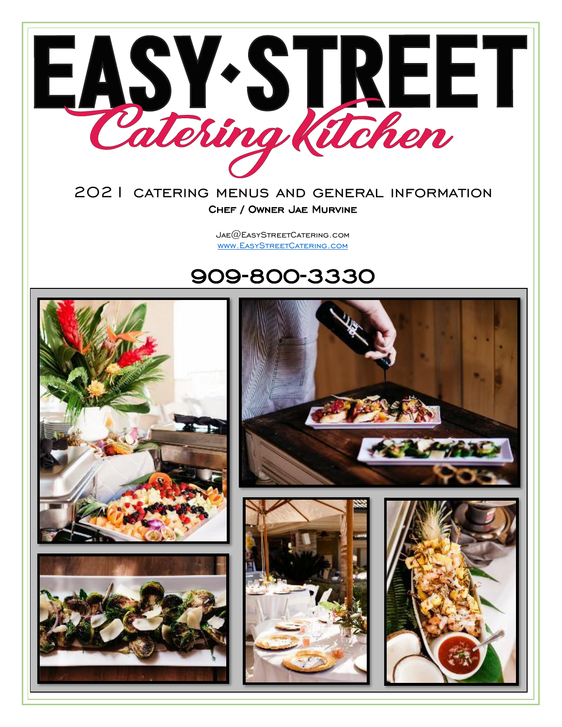# EASY·STREET

## Catering Kitchen

2021 catering menus and general information

**Chef / Owner Jae Murvine**

Jae@EasyStreetCatering.com
www.EasyStreetCatering.com

## 909-800-3330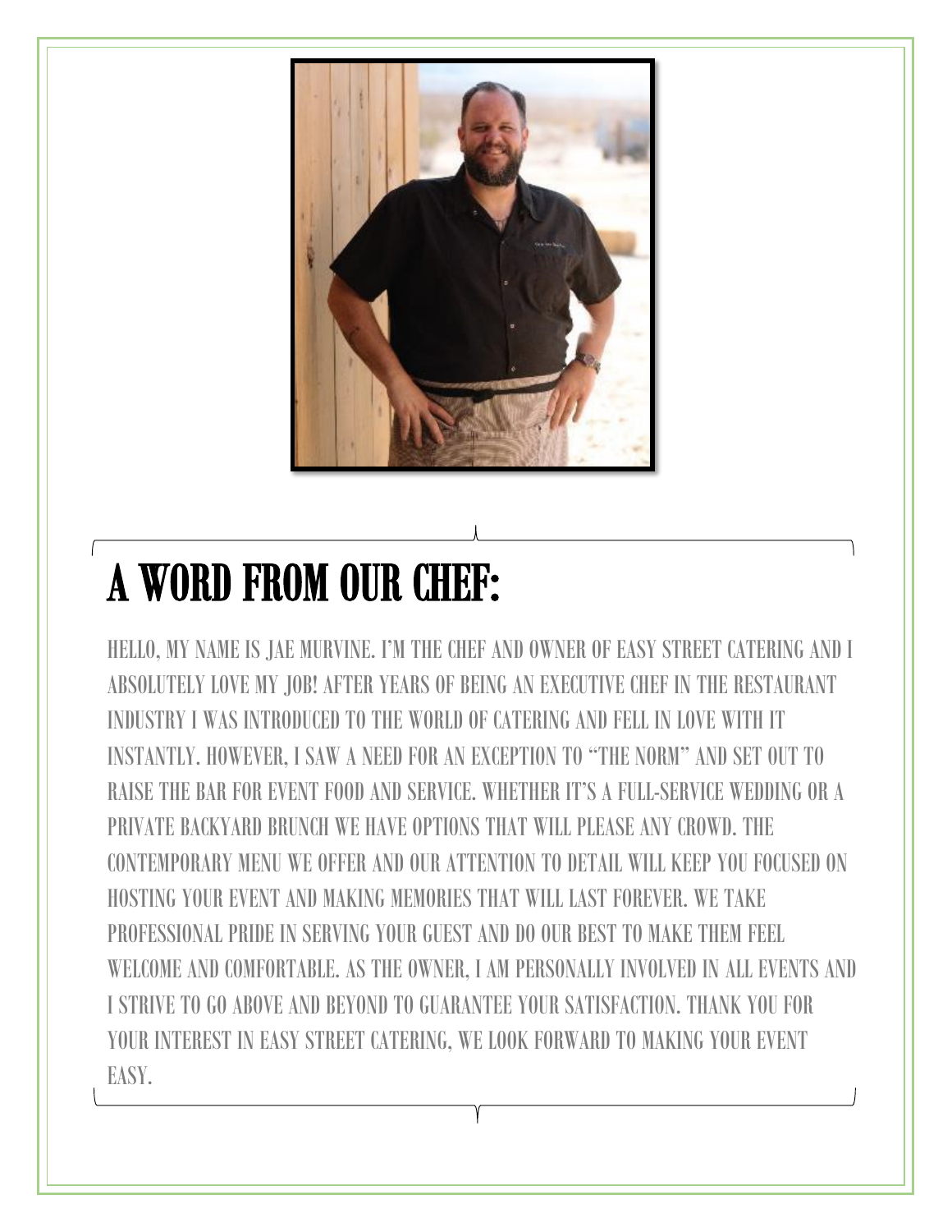# A WORD FROM OUR CHEF:

HELLO, MY NAME IS JAE MURVINE. I'M THE CHEF AND OWNER OF EASY STREET CATERING AND I ABSOLUTELY LOVE MY JOB! AFTER YEARS OF BEING AN EXECUTIVE CHEF IN THE RESTAURANT INDUSTRY I WAS INTRODUCED TO THE WORLD OF CATERING AND FELL IN LOVE WITH IT INSTANTLY. HOWEVER, I SAW A NEED FOR AN EXCEPTION TO "THE NORM" AND SET OUT TO RAISE THE BAR FOR EVENT FOOD AND SERVICE. WHETHER IT'S A FULL-SERVICE WEDDING OR A PRIVATE BACKYARD BRUNCH WE HAVE OPTIONS THAT WILL PLEASE ANY CROWD. THE CONTEMPORARY MENU WE OFFER AND OUR ATTENTION TO DETAIL WILL KEEP YOU FOCUSED ON HOSTING YOUR EVENT AND MAKING MEMORIES THAT WILL LAST FOREVER. WE TAKE PROFESSIONAL PRIDE IN SERVING YOUR GUEST AND DO OUR BEST TO MAKE THEM FEEL WELCOME AND COMFORTABLE. AS THE OWNER, I AM PERSONALLY INVOLVED IN ALL EVENTS AND I STRIVE TO GO ABOVE AND BEYOND TO GUARANTEE YOUR SATISFACTION. THANK YOU FOR YOUR INTEREST IN EASY STREET CATERING, WE LOOK FORWARD TO MAKING YOUR EVENT EASY.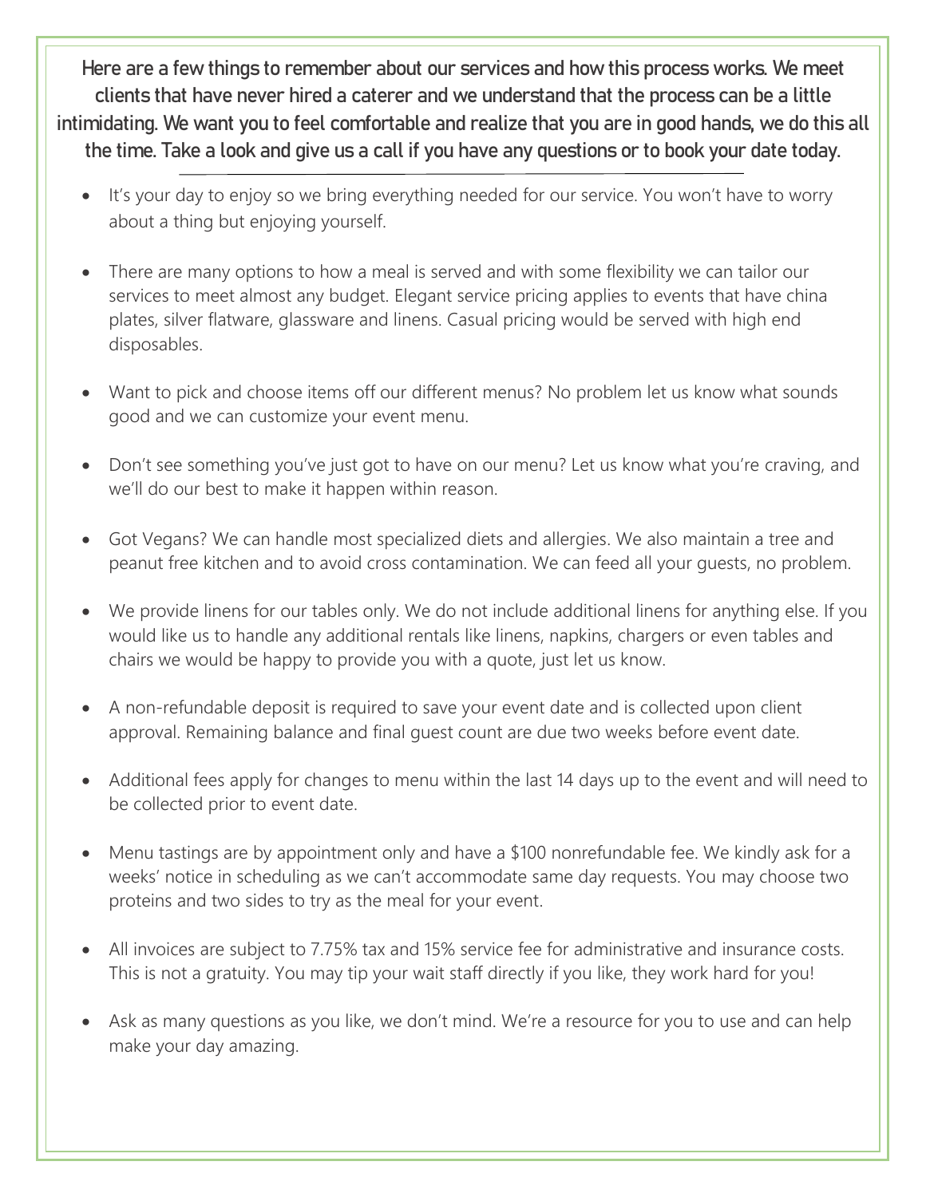**Here are a few things to remember about our services and how this process works. We meet clients that have never hired a caterer and we understand that the process can be a little intimidating. We want you to feel comfortable and realize that you are in good hands, we do this all the time. Take a look and give us a call if you have any questions or to book your date today.**

---

- It's your day to enjoy so we bring everything needed for our service. You won't have to worry about a thing but enjoying yourself.
- There are many options to how a meal is served and with some flexibility we can tailor our services to meet almost any budget. Elegant service pricing applies to events that have china plates, silver flatware, glassware and linens. Casual pricing would be served with high end disposables.
- Want to pick and choose items off our different menus? No problem let us know what sounds good and we can customize your event menu.
- Don't see something you've just got to have on our menu? Let us know what you're craving, and we'll do our best to make it happen within reason.
- Got Vegans? We can handle most specialized diets and allergies. We also maintain a tree and peanut free kitchen and to avoid cross contamination. We can feed all your guests, no problem.
- We provide linens for our tables only. We do not include additional linens for anything else. If you would like us to handle any additional rentals like linens, napkins, chargers or even tables and chairs we would be happy to provide you with a quote, just let us know.
- A non-refundable deposit is required to save your event date and is collected upon client approval. Remaining balance and final guest count are due two weeks before event date.
- Additional fees apply for changes to menu within the last 14 days up to the event and will need to be collected prior to event date.
- Menu tastings are by appointment only and have a $100 nonrefundable fee. We kindly ask for a weeks' notice in scheduling as we can't accommodate same day requests. You may choose two proteins and two sides to try as the meal for your event.
- All invoices are subject to 7.75% tax and 15% service fee for administrative and insurance costs. This is not a gratuity. You may tip your wait staff directly if you like, they work hard for you!
- Ask as many questions as you like, we don't mind. We're a resource for you to use and can help make your day amazing.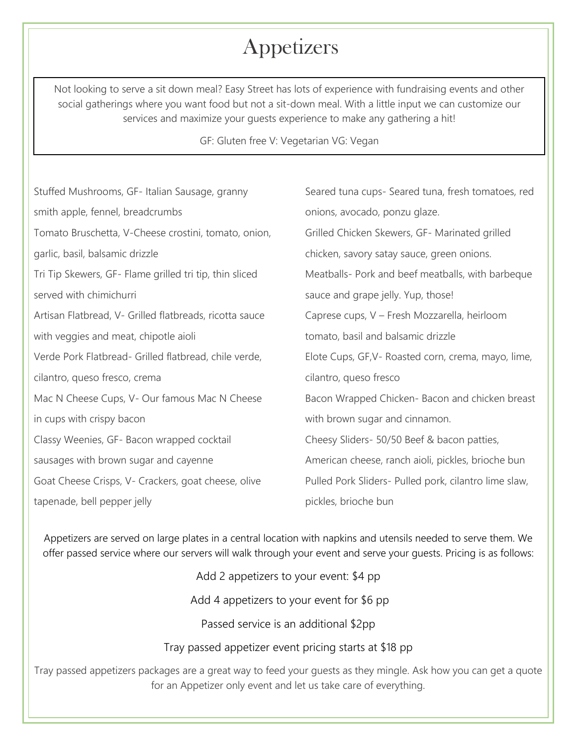# Appetizers

Not looking to serve a sit down meal? Easy Street has lots of experience with fundraising events and other social gatherings where you want food but not a sit-down meal. With a little input we can customize our services and maximize your guests experience to make any gathering a hit!

GF: Gluten free V: Vegetarian VG: Vegan

Stuffed Mushrooms, GF- Italian Sausage, granny smith apple, fennel, breadcrumbs

Tomato Bruschetta, V-Cheese crostini, tomato, onion, garlic, basil, balsamic drizzle

Tri Tip Skewers, GF- Flame grilled tri tip, thin sliced served with chimichurri

Artisan Flatbread, V- Grilled flatbreads, ricotta sauce with veggies and meat, chipotle aioli

Verde Pork Flatbread- Grilled flatbread, chile verde, cilantro, queso fresco, crema

Mac N Cheese Cups, V- Our famous Mac N Cheese in cups with crispy bacon

Classy Weenies, GF- Bacon wrapped cocktail sausages with brown sugar and cayenne

Goat Cheese Crisps, V- Crackers, goat cheese, olive tapenade, bell pepper jelly

Seared tuna cups- Seared tuna, fresh tomatoes, red onions, avocado, ponzu glaze.

Grilled Chicken Skewers, GF- Marinated grilled chicken, savory satay sauce, green onions.

Meatballs- Pork and beef meatballs, with barbeque sauce and grape jelly. Yup, those!

Caprese cups, V – Fresh Mozzarella, heirloom tomato, basil and balsamic drizzle

Elote Cups, GF,V- Roasted corn, crema, mayo, lime, cilantro, queso fresco

Bacon Wrapped Chicken- Bacon and chicken breast with brown sugar and cinnamon.

Cheesy Sliders- 50/50 Beef & bacon patties, American cheese, ranch aioli, pickles, brioche bun

Pulled Pork Sliders- Pulled pork, cilantro lime slaw, pickles, brioche bun

Appetizers are served on large plates in a central location with napkins and utensils needed to serve them. We offer passed service where our servers will walk through your event and serve your guests. Pricing is as follows:

Add 2 appetizers to your event: $4 pp

Add 4 appetizers to your event for $6 pp

Passed service is an additional $2pp

Tray passed appetizer event pricing starts at $18 pp

Tray passed appetizers packages are a great way to feed your guests as they mingle. Ask how you can get a quote for an Appetizer only event and let us take care of everything.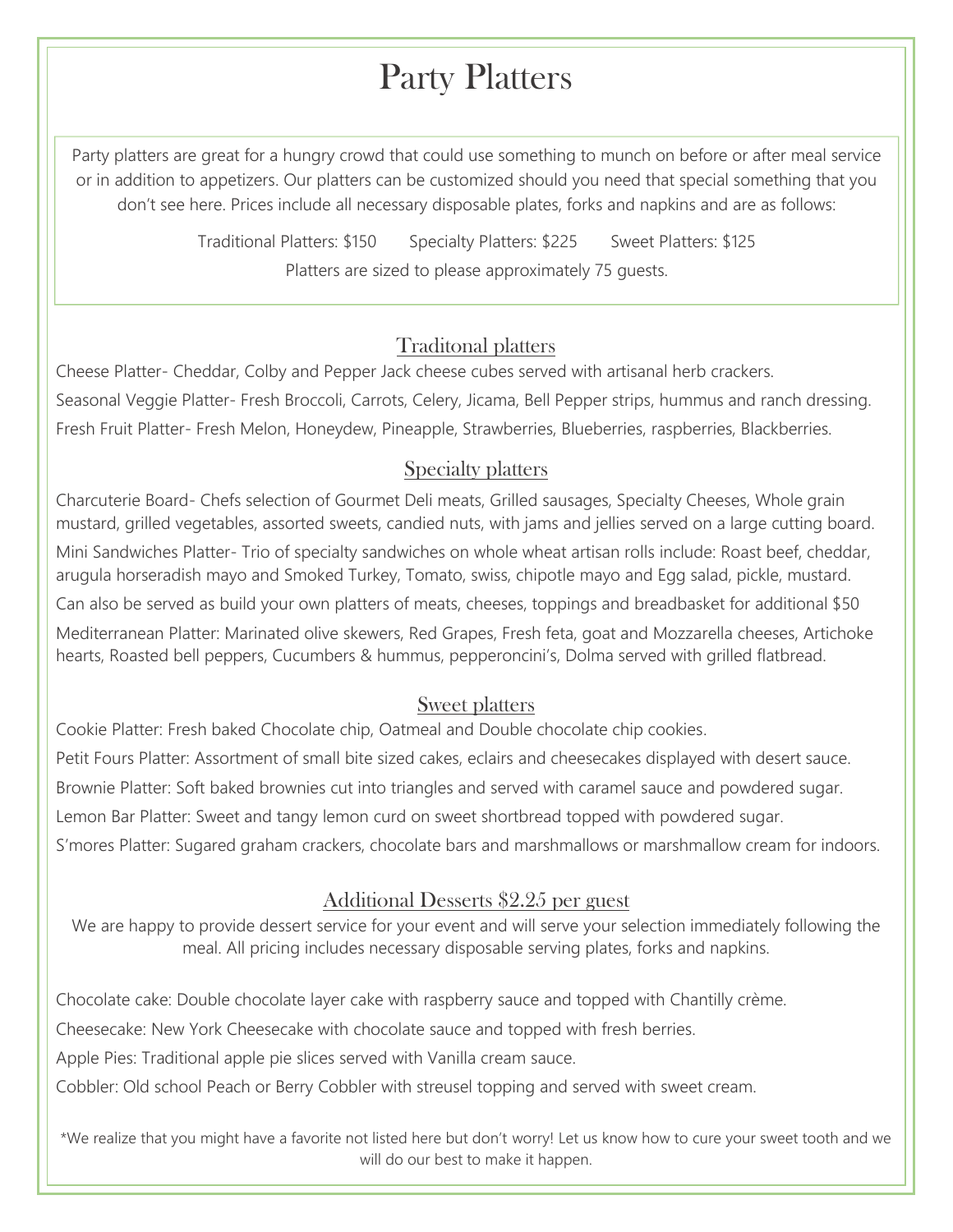# Party Platters

Party platters are great for a hungry crowd that could use something to munch on before or after meal service or in addition to appetizers. Our platters can be customized should you need that special something that you don't see here. Prices include all necessary disposable plates, forks and napkins and are as follows:

Traditional Platters: $150 Specialty Platters: $225 Sweet Platters: $125

Platters are sized to please approximately 75 guests.

## Traditonal platters

Cheese Platter- Cheddar, Colby and Pepper Jack cheese cubes served with artisanal herb crackers.

Seasonal Veggie Platter- Fresh Broccoli, Carrots, Celery, Jicama, Bell Pepper strips, hummus and ranch dressing.

Fresh Fruit Platter- Fresh Melon, Honeydew, Pineapple, Strawberries, Blueberries, raspberries, Blackberries.

## Specialty platters

Charcuterie Board- Chefs selection of Gourmet Deli meats, Grilled sausages, Specialty Cheeses, Whole grain mustard, grilled vegetables, assorted sweets, candied nuts, with jams and jellies served on a large cutting board.

Mini Sandwiches Platter- Trio of specialty sandwiches on whole wheat artisan rolls include: Roast beef, cheddar, arugula horseradish mayo and Smoked Turkey, Tomato, swiss, chipotle mayo and Egg salad, pickle, mustard.

Can also be served as build your own platters of meats, cheeses, toppings and breadbasket for additional $50

Mediterranean Platter: Marinated olive skewers, Red Grapes, Fresh feta, goat and Mozzarella cheeses, Artichoke hearts, Roasted bell peppers, Cucumbers & hummus, pepperoncini's, Dolma served with grilled flatbread.

## Sweet platters

Cookie Platter: Fresh baked Chocolate chip, Oatmeal and Double chocolate chip cookies.

Petit Fours Platter: Assortment of small bite sized cakes, eclairs and cheesecakes displayed with desert sauce.

Brownie Platter: Soft baked brownies cut into triangles and served with caramel sauce and powdered sugar.

Lemon Bar Platter: Sweet and tangy lemon curd on sweet shortbread topped with powdered sugar.

S'mores Platter: Sugared graham crackers, chocolate bars and marshmallows or marshmallow cream for indoors.

## Additional Desserts $2.25 per guest

We are happy to provide dessert service for your event and will serve your selection immediately following the meal. All pricing includes necessary disposable serving plates, forks and napkins.

Chocolate cake: Double chocolate layer cake with raspberry sauce and topped with Chantilly crème.

Cheesecake: New York Cheesecake with chocolate sauce and topped with fresh berries.

Apple Pies: Traditional apple pie slices served with Vanilla cream sauce.

Cobbler: Old school Peach or Berry Cobbler with streusel topping and served with sweet cream.

*We realize that you might have a favorite not listed here but don't worry! Let us know how to cure your sweet tooth and we will do our best to make it happen.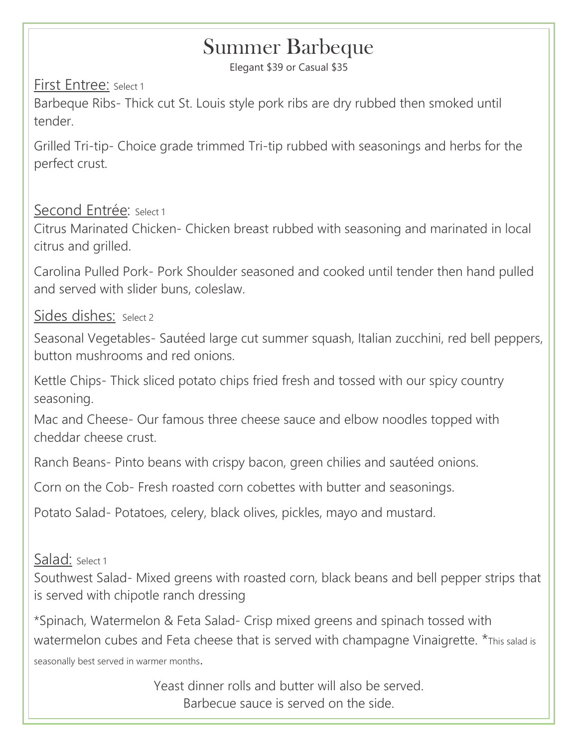# Summer Barbeque

Elegant $39 or Casual $35

First Entree: Select 1

Barbeque Ribs- Thick cut St. Louis style pork ribs are dry rubbed then smoked until tender.

Grilled Tri-tip- Choice grade trimmed Tri-tip rubbed with seasonings and herbs for the perfect crust.

Second Entrée: Select 1

Citrus Marinated Chicken- Chicken breast rubbed with seasoning and marinated in local citrus and grilled.

Carolina Pulled Pork- Pork Shoulder seasoned and cooked until tender then hand pulled and served with slider buns, coleslaw.

Sides dishes: Select 2

Seasonal Vegetables- Sautéed large cut summer squash, Italian zucchini, red bell peppers, button mushrooms and red onions.

Kettle Chips- Thick sliced potato chips fried fresh and tossed with our spicy country seasoning.

Mac and Cheese- Our famous three cheese sauce and elbow noodles topped with cheddar cheese crust.

Ranch Beans- Pinto beans with crispy bacon, green chilies and sautéed onions.

Corn on the Cob- Fresh roasted corn cobettes with butter and seasonings.

Potato Salad- Potatoes, celery, black olives, pickles, mayo and mustard.

Salad: Select 1

Southwest Salad- Mixed greens with roasted corn, black beans and bell pepper strips that is served with chipotle ranch dressing

*Spinach, Watermelon & Feta Salad- Crisp mixed greens and spinach tossed with watermelon cubes and Feta cheese that is served with champagne Vinaigrette. *This salad is seasonally best served in warmer months.

Yeast dinner rolls and butter will also be served.
Barbecue sauce is served on the side.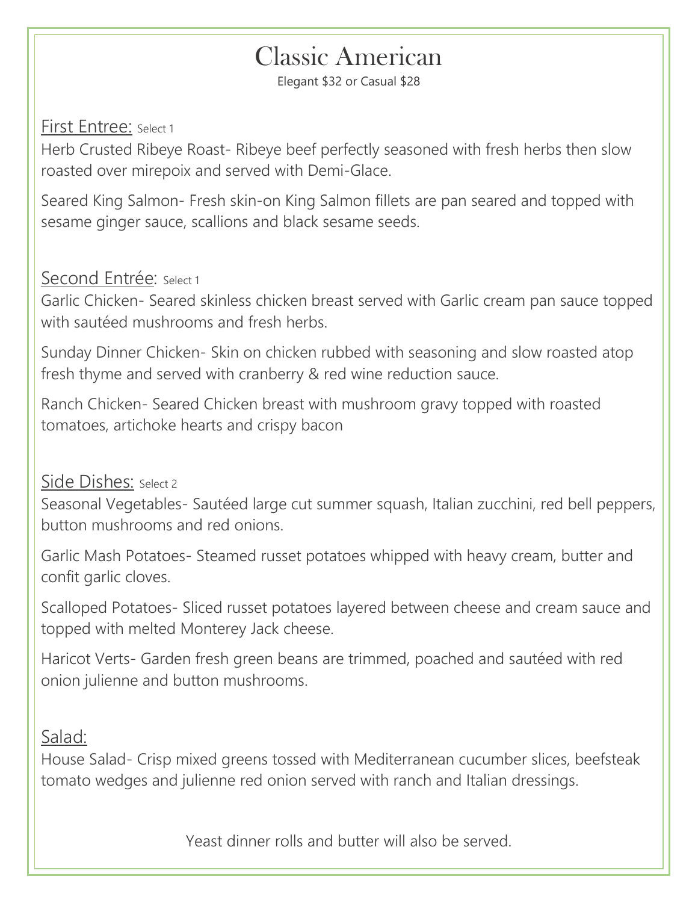# Classic American

Elegant $32 or Casual $28

## First Entree: Select 1

Herb Crusted Ribeye Roast- Ribeye beef perfectly seasoned with fresh herbs then slow roasted over mirepoix and served with Demi-Glace.

Seared King Salmon- Fresh skin-on King Salmon fillets are pan seared and topped with sesame ginger sauce, scallions and black sesame seeds.

## Second Entrée: Select 1

Garlic Chicken- Seared skinless chicken breast served with Garlic cream pan sauce topped with sautéed mushrooms and fresh herbs.

Sunday Dinner Chicken- Skin on chicken rubbed with seasoning and slow roasted atop fresh thyme and served with cranberry & red wine reduction sauce.

Ranch Chicken- Seared Chicken breast with mushroom gravy topped with roasted tomatoes, artichoke hearts and crispy bacon

## Side Dishes: Select 2

Seasonal Vegetables- Sautéed large cut summer squash, Italian zucchini, red bell peppers, button mushrooms and red onions.

Garlic Mash Potatoes- Steamed russet potatoes whipped with heavy cream, butter and confit garlic cloves.

Scalloped Potatoes- Sliced russet potatoes layered between cheese and cream sauce and topped with melted Monterey Jack cheese.

Haricot Verts- Garden fresh green beans are trimmed, poached and sautéed with red onion julienne and button mushrooms.

## Salad:

House Salad- Crisp mixed greens tossed with Mediterranean cucumber slices, beefsteak tomato wedges and julienne red onion served with ranch and Italian dressings.

Yeast dinner rolls and butter will also be served.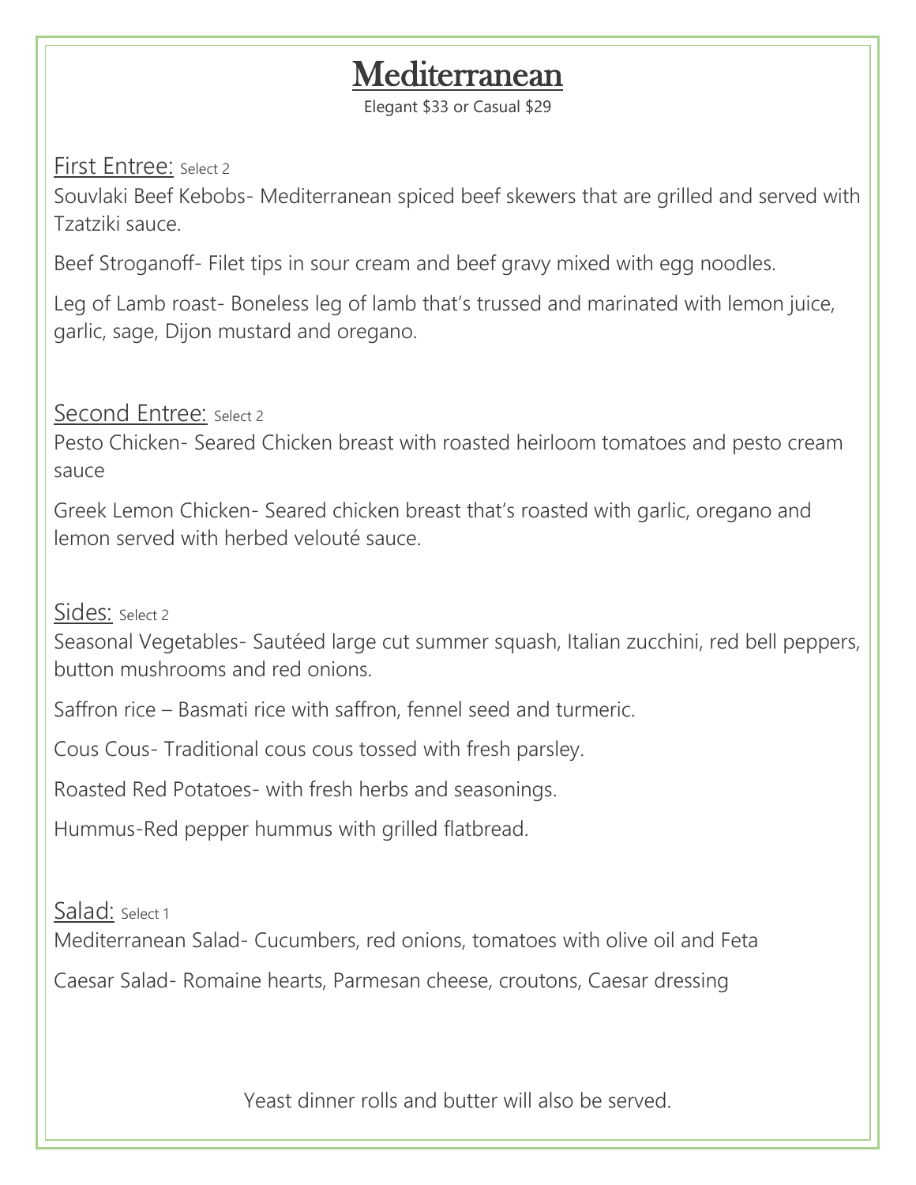# Mediterranean

Elegant $33 or Casual $29

First Entree: Select 2

Souvlaki Beef Kebobs- Mediterranean spiced beef skewers that are grilled and served with Tzatziki sauce.

Beef Stroganoff- Filet tips in sour cream and beef gravy mixed with egg noodles.

Leg of Lamb roast- Boneless leg of lamb that's trussed and marinated with lemon juice, garlic, sage, Dijon mustard and oregano.

Second Entree: Select 2

Pesto Chicken- Seared Chicken breast with roasted heirloom tomatoes and pesto cream sauce

Greek Lemon Chicken- Seared chicken breast that's roasted with garlic, oregano and lemon served with herbed velouté sauce.

Sides: Select 2

Seasonal Vegetables- Sautéed large cut summer squash, Italian zucchini, red bell peppers, button mushrooms and red onions.

Saffron rice – Basmati rice with saffron, fennel seed and turmeric.

Cous Cous- Traditional cous cous tossed with fresh parsley.

Roasted Red Potatoes- with fresh herbs and seasonings.

Hummus-Red pepper hummus with grilled flatbread.

Salad: Select 1

Mediterranean Salad- Cucumbers, red onions, tomatoes with olive oil and Feta

Caesar Salad- Romaine hearts, Parmesan cheese, croutons, Caesar dressing

Yeast dinner rolls and butter will also be served.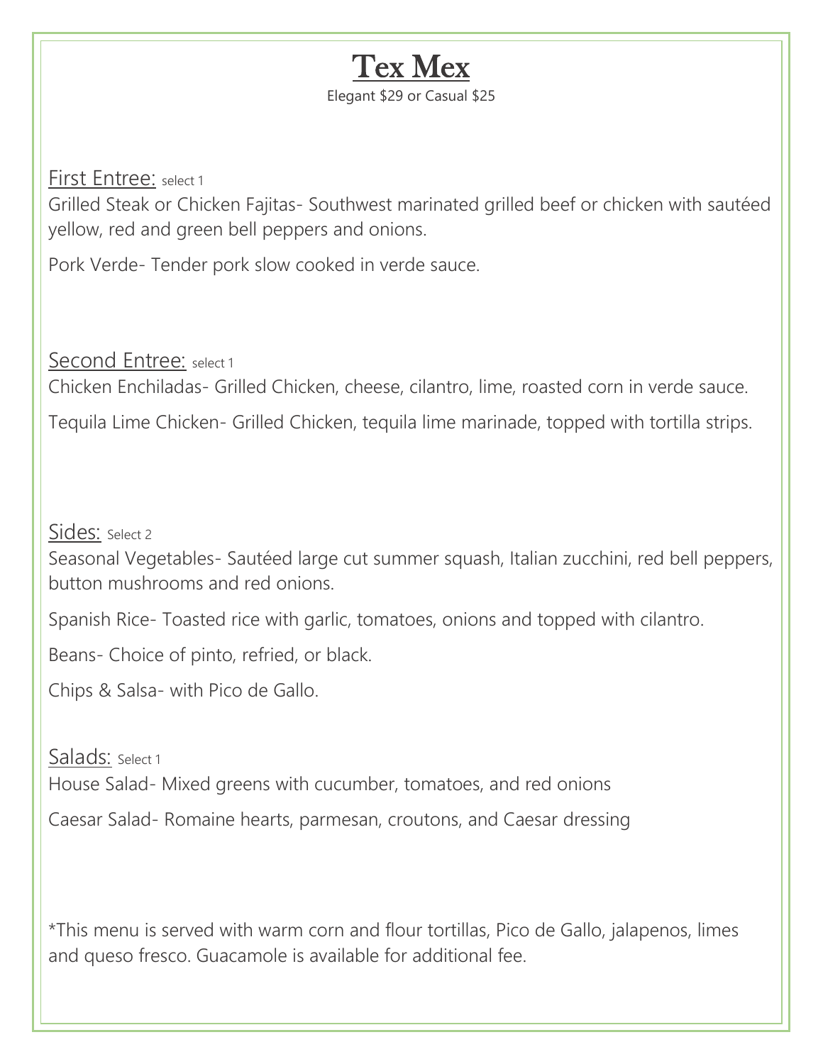# Tex Mex

Elegant $29 or Casual $25

First Entree: select 1

Grilled Steak or Chicken Fajitas- Southwest marinated grilled beef or chicken with sautéed yellow, red and green bell peppers and onions.

Pork Verde- Tender pork slow cooked in verde sauce.

Second Entree: select 1

Chicken Enchiladas- Grilled Chicken, cheese, cilantro, lime, roasted corn in verde sauce.

Tequila Lime Chicken- Grilled Chicken, tequila lime marinade, topped with tortilla strips.

Sides: Select 2

Seasonal Vegetables- Sautéed large cut summer squash, Italian zucchini, red bell peppers, button mushrooms and red onions.

Spanish Rice- Toasted rice with garlic, tomatoes, onions and topped with cilantro.

Beans- Choice of pinto, refried, or black.

Chips & Salsa- with Pico de Gallo.

Salads: Select 1

House Salad- Mixed greens with cucumber, tomatoes, and red onions

Caesar Salad- Romaine hearts, parmesan, croutons, and Caesar dressing

*This menu is served with warm corn and flour tortillas, Pico de Gallo, jalapenos, limes and queso fresco. Guacamole is available for additional fee.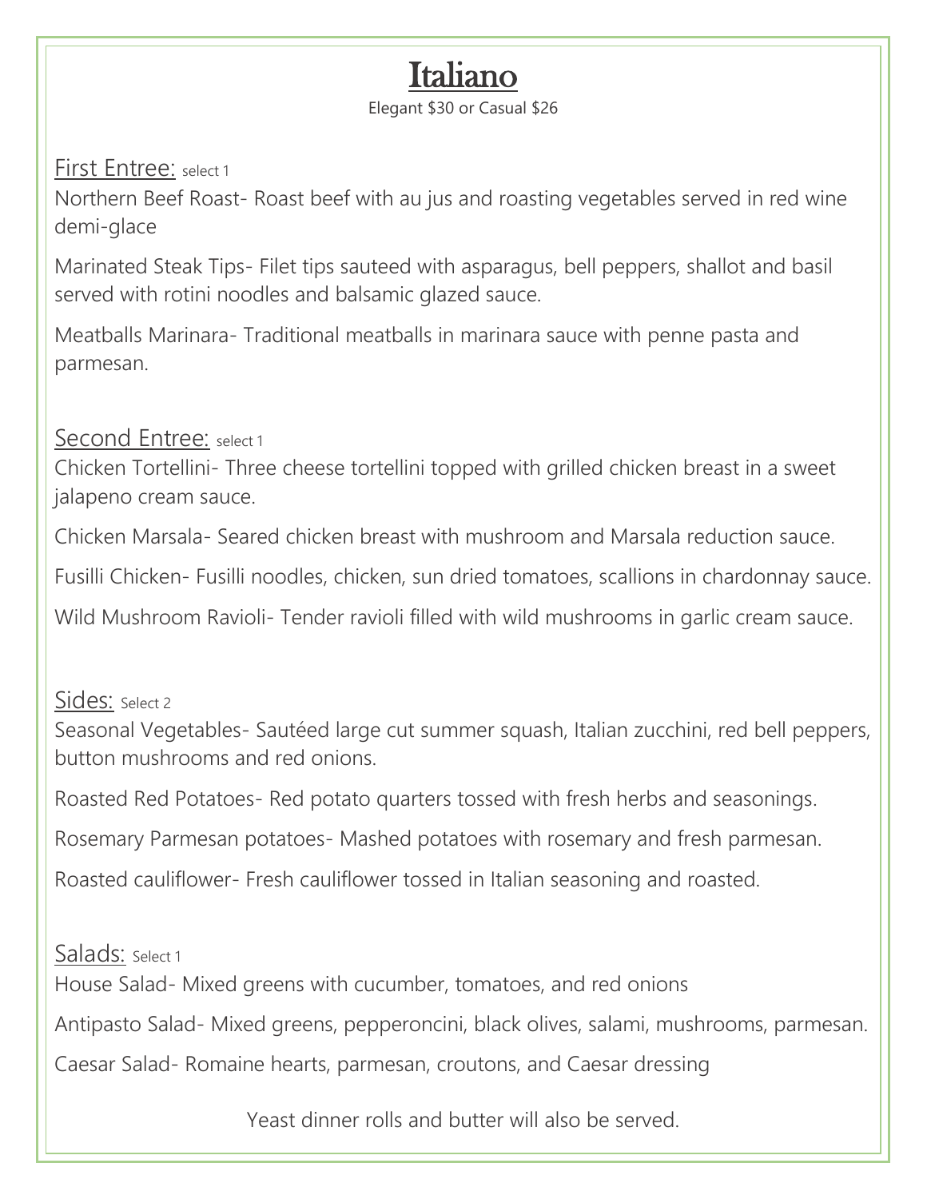# Italiano

Elegant $30 or Casual $26

## First Entree: select 1

Northern Beef Roast- Roast beef with au jus and roasting vegetables served in red wine demi-glace

Marinated Steak Tips- Filet tips sauteed with asparagus, bell peppers, shallot and basil served with rotini noodles and balsamic glazed sauce.

Meatballs Marinara- Traditional meatballs in marinara sauce with penne pasta and parmesan.

## Second Entree: select 1

Chicken Tortellini- Three cheese tortellini topped with grilled chicken breast in a sweet jalapeno cream sauce.

Chicken Marsala- Seared chicken breast with mushroom and Marsala reduction sauce.

Fusilli Chicken- Fusilli noodles, chicken, sun dried tomatoes, scallions in chardonnay sauce.

Wild Mushroom Ravioli- Tender ravioli filled with wild mushrooms in garlic cream sauce.

## Sides: Select 2

Seasonal Vegetables- Sautéed large cut summer squash, Italian zucchini, red bell peppers, button mushrooms and red onions.

Roasted Red Potatoes- Red potato quarters tossed with fresh herbs and seasonings.

Rosemary Parmesan potatoes- Mashed potatoes with rosemary and fresh parmesan.

Roasted cauliflower- Fresh cauliflower tossed in Italian seasoning and roasted.

## Salads: Select 1

House Salad- Mixed greens with cucumber, tomatoes, and red onions

Antipasto Salad- Mixed greens, pepperoncini, black olives, salami, mushrooms, parmesan.

Caesar Salad- Romaine hearts, parmesan, croutons, and Caesar dressing

Yeast dinner rolls and butter will also be served.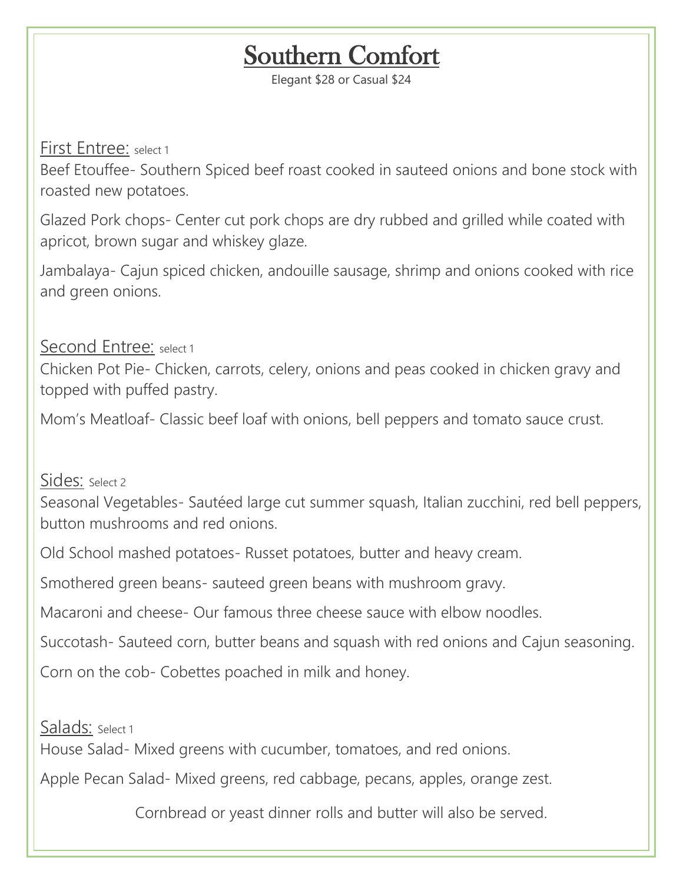# Southern Comfort

Elegant $28 or Casual $24

## First Entree: select 1

Beef Etouffee- Southern Spiced beef roast cooked in sauteed onions and bone stock with roasted new potatoes.

Glazed Pork chops- Center cut pork chops are dry rubbed and grilled while coated with apricot, brown sugar and whiskey glaze.

Jambalaya- Cajun spiced chicken, andouille sausage, shrimp and onions cooked with rice and green onions.

## Second Entree: select 1

Chicken Pot Pie- Chicken, carrots, celery, onions and peas cooked in chicken gravy and topped with puffed pastry.

Mom's Meatloaf- Classic beef loaf with onions, bell peppers and tomato sauce crust.

## Sides: Select 2

Seasonal Vegetables- Sautéed large cut summer squash, Italian zucchini, red bell peppers, button mushrooms and red onions.

Old School mashed potatoes- Russet potatoes, butter and heavy cream.

Smothered green beans- sauteed green beans with mushroom gravy.

Macaroni and cheese- Our famous three cheese sauce with elbow noodles.

Succotash- Sauteed corn, butter beans and squash with red onions and Cajun seasoning.

Corn on the cob- Cobettes poached in milk and honey.

## Salads: Select 1

House Salad- Mixed greens with cucumber, tomatoes, and red onions.

Apple Pecan Salad- Mixed greens, red cabbage, pecans, apples, orange zest.

Cornbread or yeast dinner rolls and butter will also be served.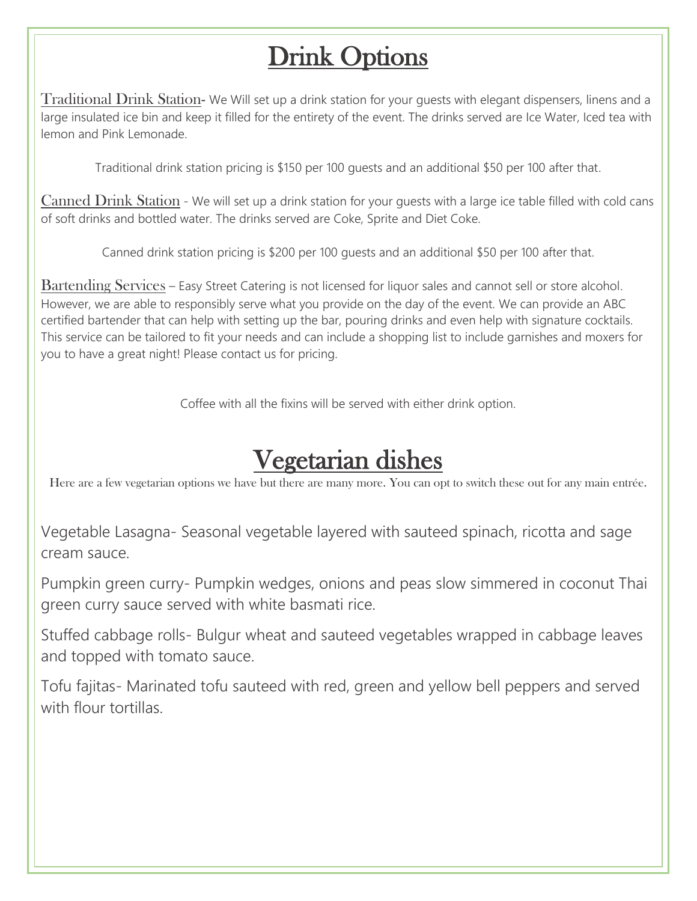# Drink Options

Traditional Drink Station- We Will set up a drink station for your guests with elegant dispensers, linens and a large insulated ice bin and keep it filled for the entirety of the event. The drinks served are Ice Water, Iced tea with lemon and Pink Lemonade.

Traditional drink station pricing is $150 per 100 guests and an additional $50 per 100 after that.

Canned Drink Station - We will set up a drink station for your guests with a large ice table filled with cold cans of soft drinks and bottled water. The drinks served are Coke, Sprite and Diet Coke.

Canned drink station pricing is $200 per 100 guests and an additional $50 per 100 after that.

Bartending Services – Easy Street Catering is not licensed for liquor sales and cannot sell or store alcohol. However, we are able to responsibly serve what you provide on the day of the event. We can provide an ABC certified bartender that can help with setting up the bar, pouring drinks and even help with signature cocktails. This service can be tailored to fit your needs and can include a shopping list to include garnishes and moxers for you to have a great night! Please contact us for pricing.

Coffee with all the fixins will be served with either drink option.

# Vegetarian dishes

Here are a few vegetarian options we have but there are many more. You can opt to switch these out for any main entrée.

Vegetable Lasagna- Seasonal vegetable layered with sauteed spinach, ricotta and sage cream sauce.

Pumpkin green curry- Pumpkin wedges, onions and peas slow simmered in coconut Thai green curry sauce served with white basmati rice.

Stuffed cabbage rolls- Bulgur wheat and sauteed vegetables wrapped in cabbage leaves and topped with tomato sauce.

Tofu fajitas- Marinated tofu sauteed with red, green and yellow bell peppers and served with flour tortillas.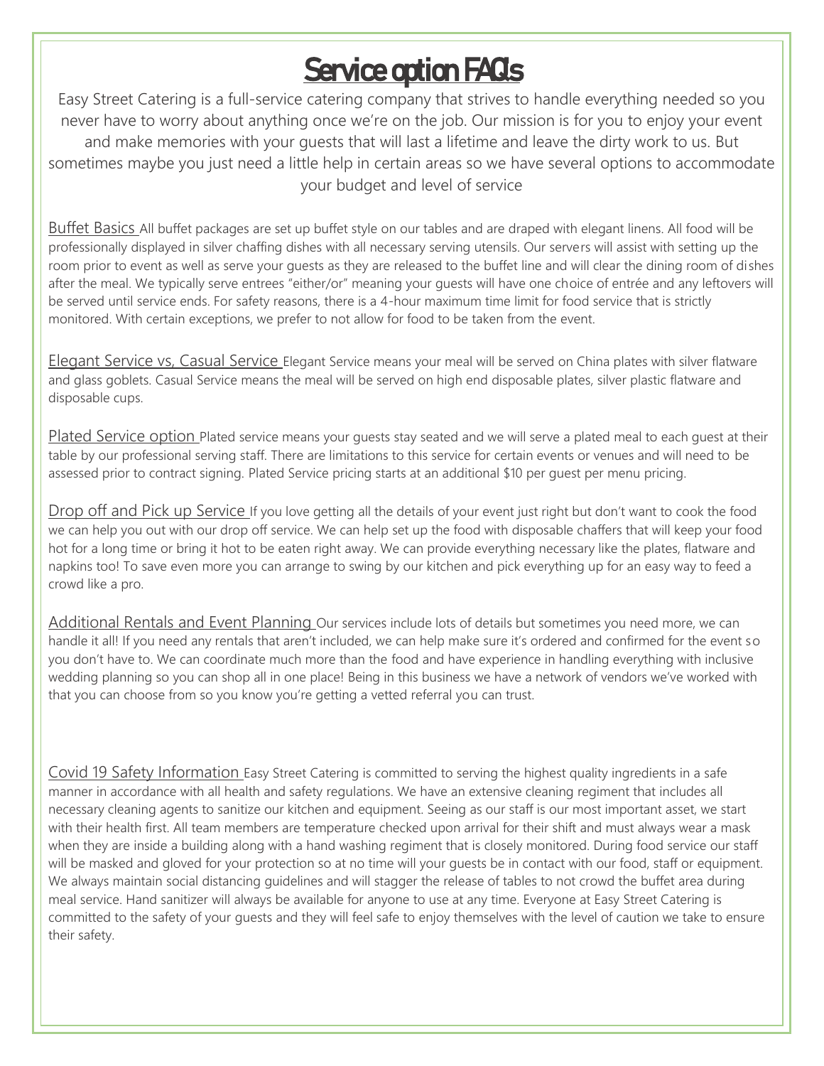# Service option FAQs

Easy Street Catering is a full-service catering company that strives to handle everything needed so you never have to worry about anything once we're on the job. Our mission is for you to enjoy your event and make memories with your guests that will last a lifetime and leave the dirty work to us. But sometimes maybe you just need a little help in certain areas so we have several options to accommodate your budget and level of service

Buffet Basics All buffet packages are set up buffet style on our tables and are draped with elegant linens. All food will be professionally displayed in silver chaffing dishes with all necessary serving utensils. Our servers will assist with setting up the room prior to event as well as serve your guests as they are released to the buffet line and will clear the dining room of dishes after the meal. We typically serve entrees "either/or" meaning your guests will have one choice of entrée and any leftovers will be served until service ends. For safety reasons, there is a 4-hour maximum time limit for food service that is strictly monitored. With certain exceptions, we prefer to not allow for food to be taken from the event.

Elegant Service vs, Casual Service Elegant Service means your meal will be served on China plates with silver flatware and glass goblets. Casual Service means the meal will be served on high end disposable plates, silver plastic flatware and disposable cups.

Plated Service option Plated service means your guests stay seated and we will serve a plated meal to each guest at their table by our professional serving staff. There are limitations to this service for certain events or venues and will need to be assessed prior to contract signing. Plated Service pricing starts at an additional $10 per guest per menu pricing.

Drop off and Pick up Service If you love getting all the details of your event just right but don't want to cook the food we can help you out with our drop off service. We can help set up the food with disposable chaffers that will keep your food hot for a long time or bring it hot to be eaten right away. We can provide everything necessary like the plates, flatware and napkins too! To save even more you can arrange to swing by our kitchen and pick everything up for an easy way to feed a crowd like a pro.

Additional Rentals and Event Planning Our services include lots of details but sometimes you need more, we can handle it all! If you need any rentals that aren't included, we can help make sure it's ordered and confirmed for the event so you don't have to. We can coordinate much more than the food and have experience in handling everything with inclusive wedding planning so you can shop all in one place! Being in this business we have a network of vendors we've worked with that you can choose from so you know you're getting a vetted referral you can trust.

Covid 19 Safety Information Easy Street Catering is committed to serving the highest quality ingredients in a safe manner in accordance with all health and safety regulations. We have an extensive cleaning regiment that includes all necessary cleaning agents to sanitize our kitchen and equipment. Seeing as our staff is our most important asset, we start with their health first. All team members are temperature checked upon arrival for their shift and must always wear a mask when they are inside a building along with a hand washing regiment that is closely monitored. During food service our staff will be masked and gloved for your protection so at no time will your guests be in contact with our food, staff or equipment. We always maintain social distancing guidelines and will stagger the release of tables to not crowd the buffet area during meal service. Hand sanitizer will always be available for anyone to use at any time. Everyone at Easy Street Catering is committed to the safety of your guests and they will feel safe to enjoy themselves with the level of caution we take to ensure their safety.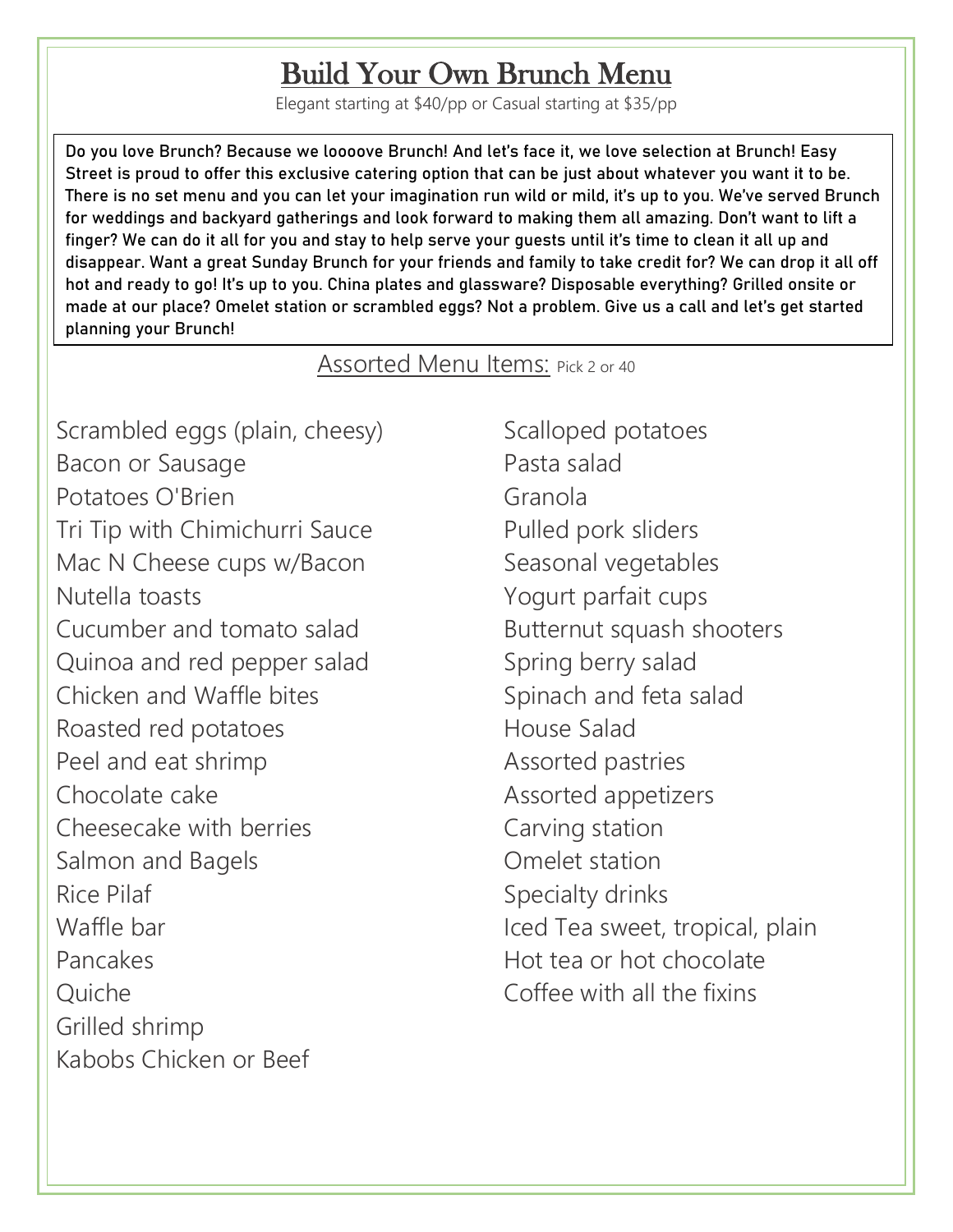# Build Your Own Brunch Menu

Elegant starting at $40/pp or Casual starting at $35/pp

Do you love Brunch? Because we loooove Brunch! And let's face it, we love selection at Brunch! Easy Street is proud to offer this exclusive catering option that can be just about whatever you want it to be. There is no set menu and you can let your imagination run wild or mild, it's up to you. We've served Brunch for weddings and backyard gatherings and look forward to making them all amazing. Don't want to lift a finger? We can do it all for you and stay to help serve your guests until it's time to clean it all up and disappear. Want a great Sunday Brunch for your friends and family to take credit for? We can drop it all off hot and ready to go! It's up to you. China plates and glassware? Disposable everything? Grilled onsite or made at our place? Omelet station or scrambled eggs? Not a problem. Give us a call and let's get started planning your Brunch!

## Assorted Menu Items: Pick 2 or 40

Scrambled eggs (plain, cheesy)
Bacon or Sausage
Potatoes O'Brien
Tri Tip with Chimichurri Sauce
Mac N Cheese cups w/Bacon
Nutella toasts
Cucumber and tomato salad
Quinoa and red pepper salad
Chicken and Waffle bites
Roasted red potatoes
Peel and eat shrimp
Chocolate cake
Cheesecake with berries
Salmon and Bagels
Rice Pilaf
Waffle bar
Pancakes
Quiche
Grilled shrimp
Kabobs Chicken or Beef
Scalloped potatoes
Pasta salad
Granola
Pulled pork sliders
Seasonal vegetables
Yogurt parfait cups
Butternut squash shooters
Spring berry salad
Spinach and feta salad
House Salad
Assorted pastries
Assorted appetizers
Carving station
Omelet station
Specialty drinks
Iced Tea sweet, tropical, plain
Hot tea or hot chocolate
Coffee with all the fixins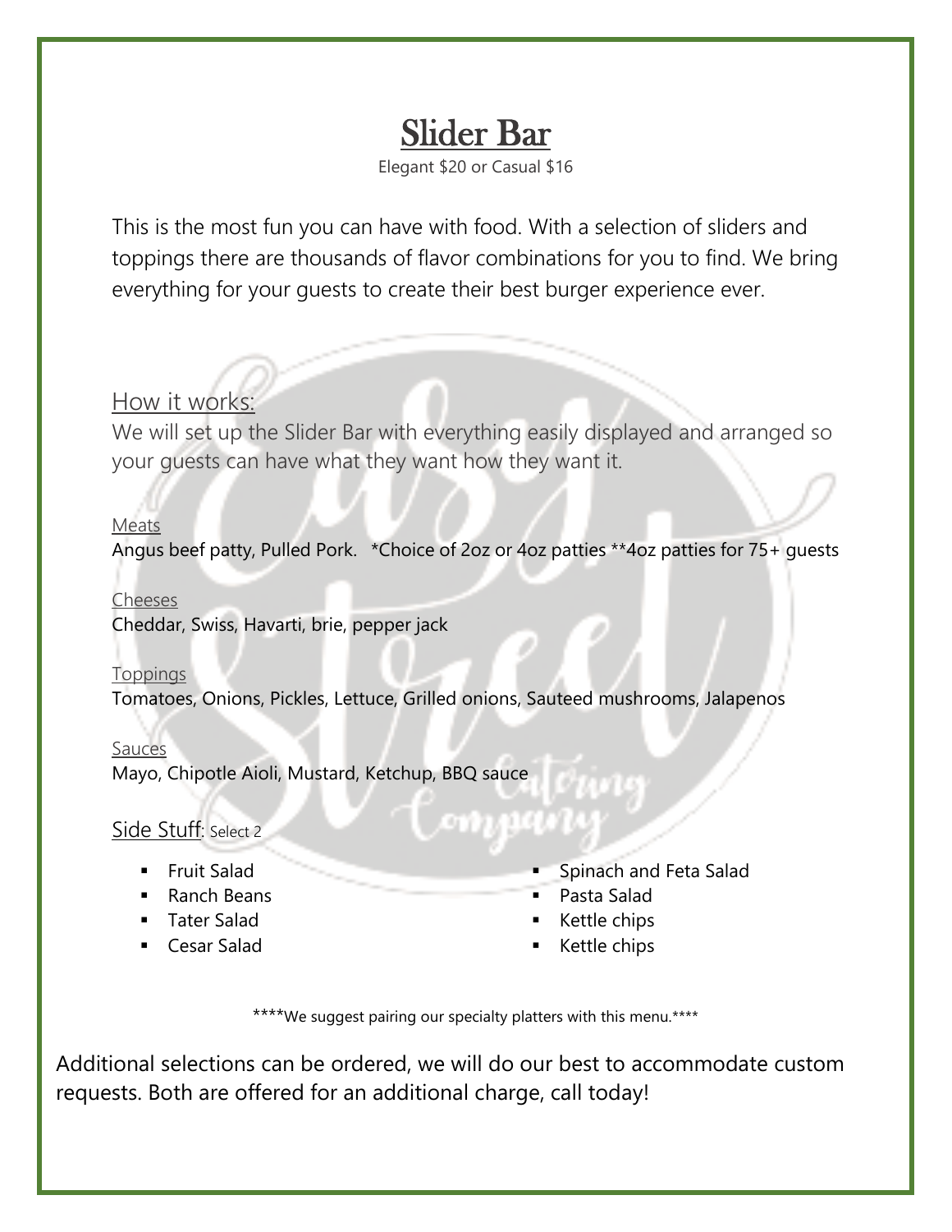# Slider Bar

Elegant $20 or Casual $16

This is the most fun you can have with food. With a selection of sliders and toppings there are thousands of flavor combinations for you to find. We bring everything for your guests to create their best burger experience ever.

## How it works:

We will set up the Slider Bar with everything easily displayed and arranged so your guests can have what they want how they want it.

Meats

Angus beef patty, Pulled Pork. *Choice of 2oz or 4oz patties **4oz patties for 75+ guests

Cheeses

Cheddar, Swiss, Havarti, brie, pepper jack

Toppings

Tomatoes, Onions, Pickles, Lettuce, Grilled onions, Sauteed mushrooms, Jalapenos

Sauces

Mayo, Chipotle Aioli, Mustard, Ketchup, BBQ sauce

## Side Stuff: Select 2

- Fruit Salad
- Ranch Beans
- Tater Salad
- Cesar Salad
- Spinach and Feta Salad
- Pasta Salad
- Kettle chips
- Kettle chips

****We suggest pairing our specialty platters with this menu.****

Additional selections can be ordered, we will do our best to accommodate custom requests. Both are offered for an additional charge, call today!